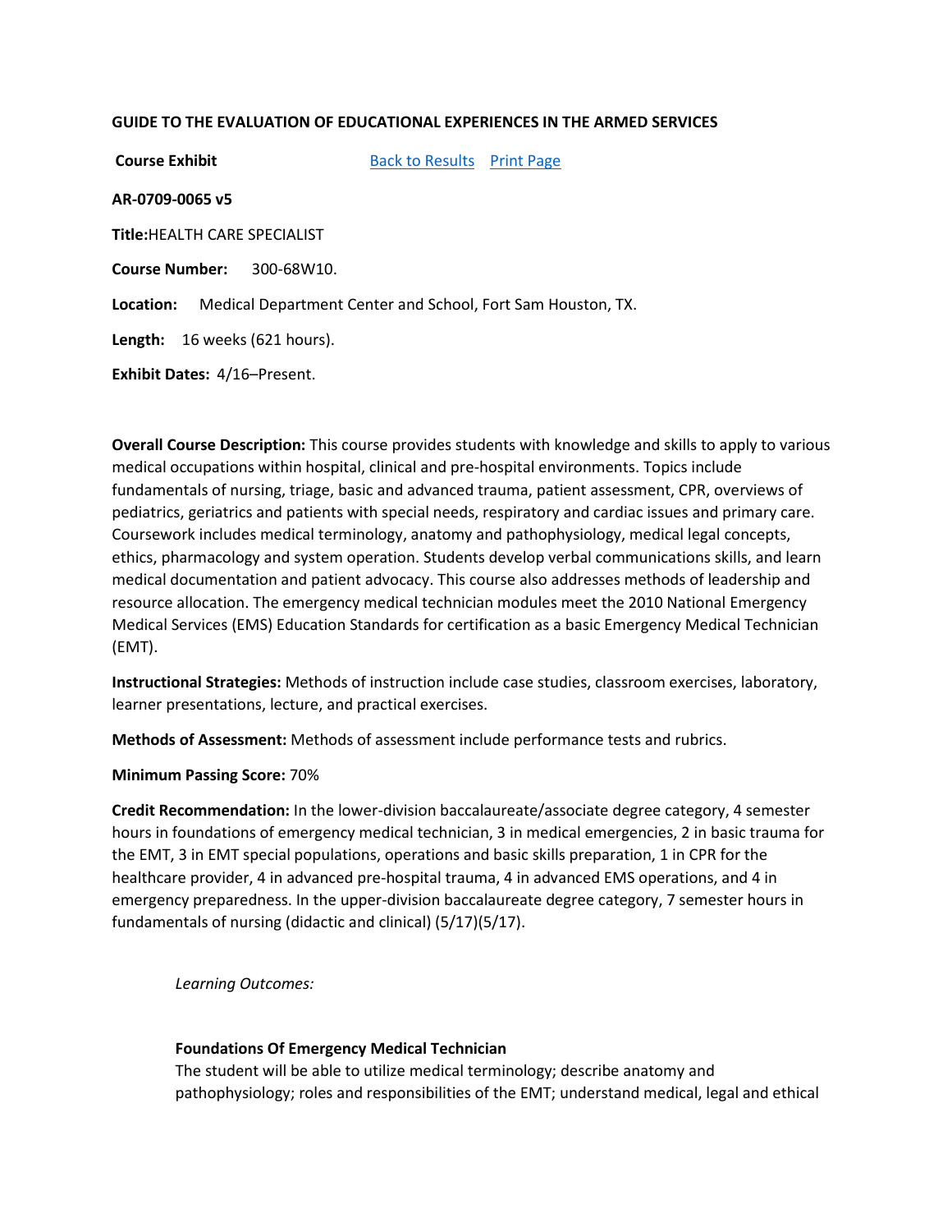**GUIDE TO THE EVALUATION OF EDUCATIONAL EXPERIENCES IN THE ARMED SERVICES**

**Course Exhibit** [Back to Results](#) [Print Page](#)

**AR-0709-0065 v5**

**Title:** HEALTH CARE SPECIALIST

**Course Number:** 300-68W10.

**Location:** Medical Department Center and School, Fort Sam Houston, TX.

**Length:** 16 weeks (621 hours).

**Exhibit Dates:** 4/16–Present.

**Overall Course Description:** This course provides students with knowledge and skills to apply to various medical occupations within hospital, clinical and pre-hospital environments. Topics include fundamentals of nursing, triage, basic and advanced trauma, patient assessment, CPR, overviews of pediatrics, geriatrics and patients with special needs, respiratory and cardiac issues and primary care. Coursework includes medical terminology, anatomy and pathophysiology, medical legal concepts, ethics, pharmacology and system operation. Students develop verbal communications skills, and learn medical documentation and patient advocacy. This course also addresses methods of leadership and resource allocation. The emergency medical technician modules meet the 2010 National Emergency Medical Services (EMS) Education Standards for certification as a basic Emergency Medical Technician (EMT).

**Instructional Strategies:** Methods of instruction include case studies, classroom exercises, laboratory, learner presentations, lecture, and practical exercises.

**Methods of Assessment:** Methods of assessment include performance tests and rubrics.

**Minimum Passing Score:** 70%

**Credit Recommendation:** In the lower-division baccalaureate/associate degree category, 4 semester hours in foundations of emergency medical technician, 3 in medical emergencies, 2 in basic trauma for the EMT, 3 in EMT special populations, operations and basic skills preparation, 1 in CPR for the healthcare provider, 4 in advanced pre-hospital trauma, 4 in advanced EMS operations, and 4 in emergency preparedness. In the upper-division baccalaureate degree category, 7 semester hours in fundamentals of nursing (didactic and clinical) (5/17)(5/17).

*Learning Outcomes:*

**Foundations Of Emergency Medical Technician**
The student will be able to utilize medical terminology; describe anatomy and pathophysiology; roles and responsibilities of the EMT; understand medical, legal and ethical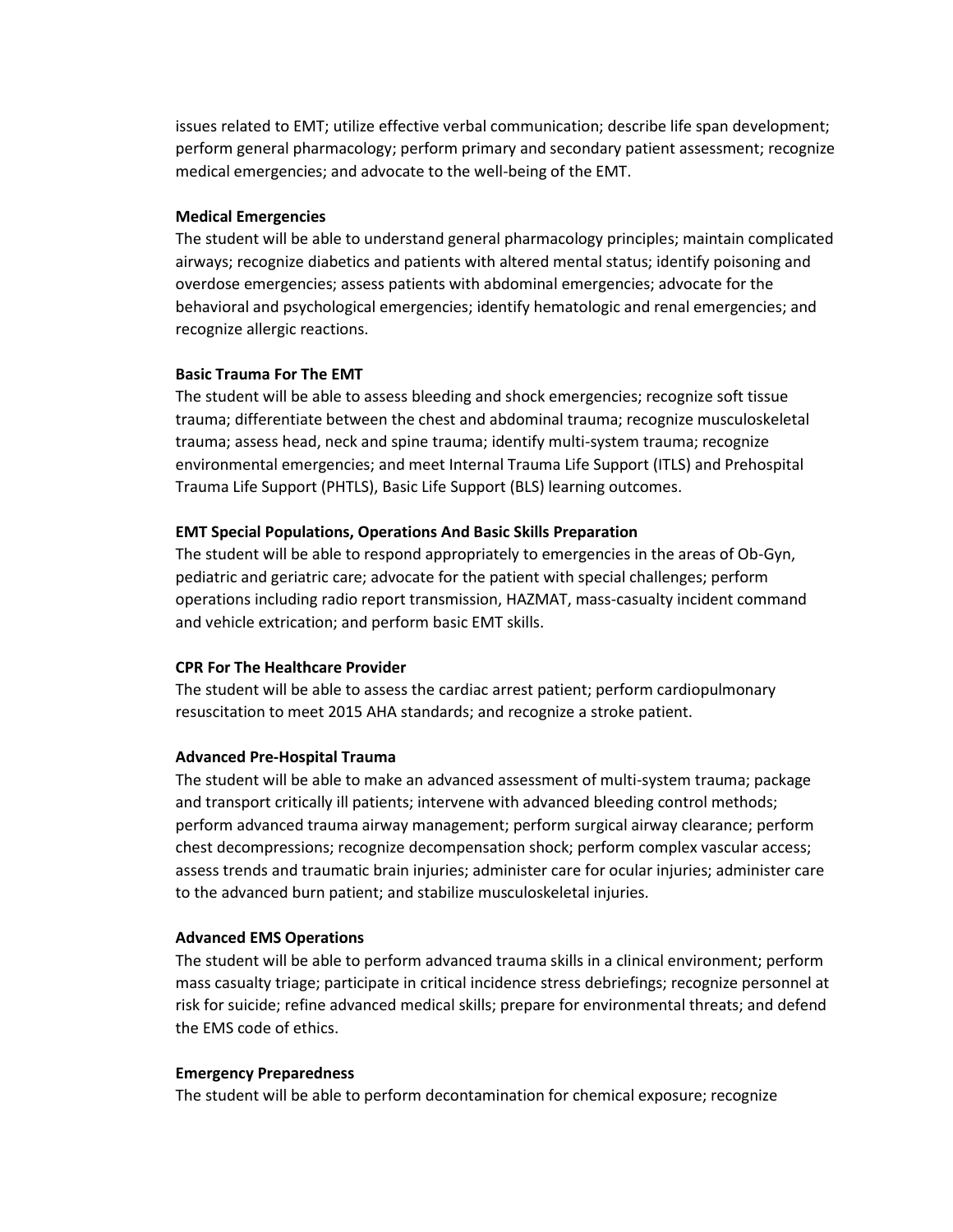issues related to EMT; utilize effective verbal communication; describe life span development; perform general pharmacology; perform primary and secondary patient assessment; recognize medical emergencies; and advocate to the well-being of the EMT.

**Medical Emergencies**
The student will be able to understand general pharmacology principles; maintain complicated airways; recognize diabetics and patients with altered mental status; identify poisoning and overdose emergencies; assess patients with abdominal emergencies; advocate for the behavioral and psychological emergencies; identify hematologic and renal emergencies; and recognize allergic reactions.

**Basic Trauma For The EMT**
The student will be able to assess bleeding and shock emergencies; recognize soft tissue trauma; differentiate between the chest and abdominal trauma; recognize musculoskeletal trauma; assess head, neck and spine trauma; identify multi-system trauma; recognize environmental emergencies; and meet Internal Trauma Life Support (ITLS) and Prehospital Trauma Life Support (PHTLS), Basic Life Support (BLS) learning outcomes.

**EMT Special Populations, Operations And Basic Skills Preparation**
The student will be able to respond appropriately to emergencies in the areas of Ob-Gyn, pediatric and geriatric care; advocate for the patient with special challenges; perform operations including radio report transmission, HAZMAT, mass-casualty incident command and vehicle extrication; and perform basic EMT skills.

**CPR For The Healthcare Provider**
The student will be able to assess the cardiac arrest patient; perform cardiopulmonary resuscitation to meet 2015 AHA standards; and recognize a stroke patient.

**Advanced Pre-Hospital Trauma**
The student will be able to make an advanced assessment of multi-system trauma; package and transport critically ill patients; intervene with advanced bleeding control methods; perform advanced trauma airway management; perform surgical airway clearance; perform chest decompressions; recognize decompensation shock; perform complex vascular access; assess trends and traumatic brain injuries; administer care for ocular injuries; administer care to the advanced burn patient; and stabilize musculoskeletal injuries.

**Advanced EMS Operations**
The student will be able to perform advanced trauma skills in a clinical environment; perform mass casualty triage; participate in critical incidence stress debriefings; recognize personnel at risk for suicide; refine advanced medical skills; prepare for environmental threats; and defend the EMS code of ethics.

**Emergency Preparedness**
The student will be able to perform decontamination for chemical exposure; recognize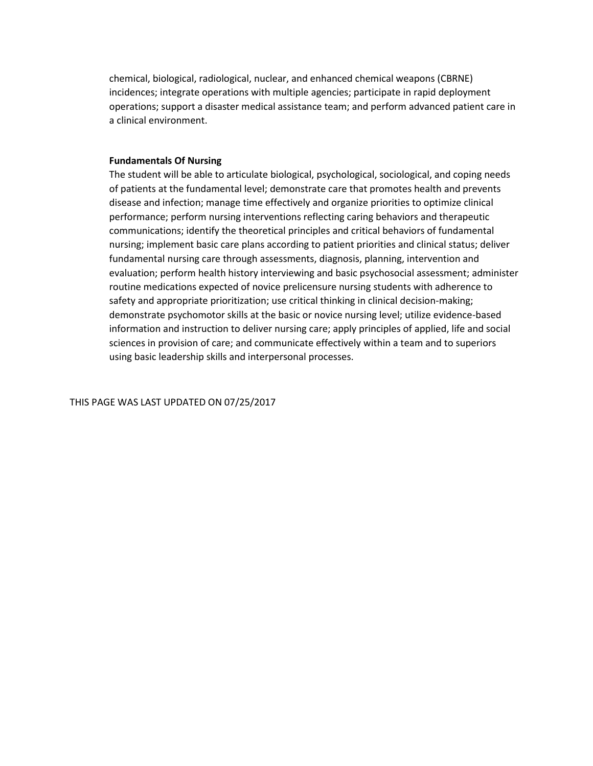chemical, biological, radiological, nuclear, and enhanced chemical weapons (CBRNE) incidences; integrate operations with multiple agencies; participate in rapid deployment operations; support a disaster medical assistance team; and perform advanced patient care in a clinical environment.

**Fundamentals Of Nursing**

The student will be able to articulate biological, psychological, sociological, and coping needs of patients at the fundamental level; demonstrate care that promotes health and prevents disease and infection; manage time effectively and organize priorities to optimize clinical performance; perform nursing interventions reflecting caring behaviors and therapeutic communications; identify the theoretical principles and critical behaviors of fundamental nursing; implement basic care plans according to patient priorities and clinical status; deliver fundamental nursing care through assessments, diagnosis, planning, intervention and evaluation; perform health history interviewing and basic psychosocial assessment; administer routine medications expected of novice prelicensure nursing students with adherence to safety and appropriate prioritization; use critical thinking in clinical decision-making; demonstrate psychomotor skills at the basic or novice nursing level; utilize evidence-based information and instruction to deliver nursing care; apply principles of applied, life and social sciences in provision of care; and communicate effectively within a team and to superiors using basic leadership skills and interpersonal processes.

THIS PAGE WAS LAST UPDATED ON 07/25/2017